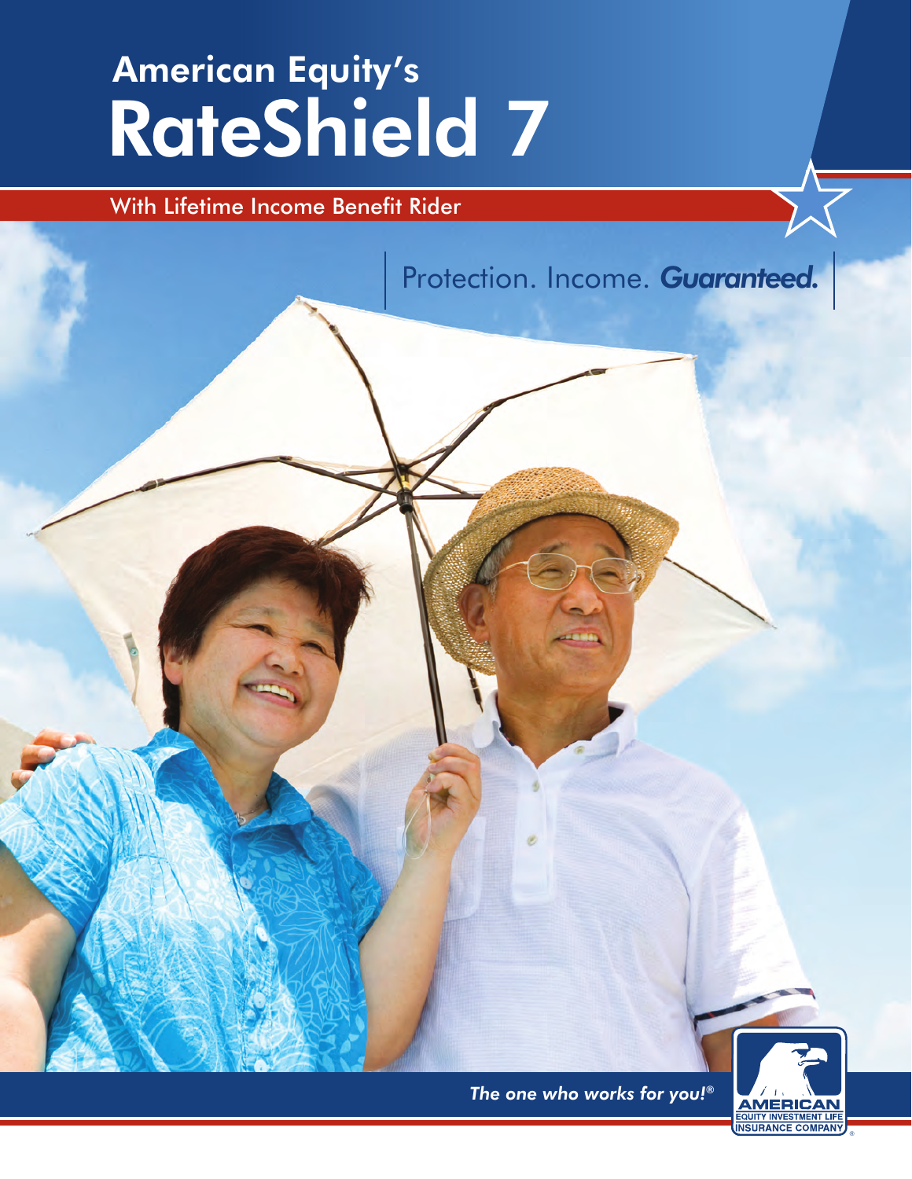# American Equity's RateShield 7

With Lifetime Income Benefit Rider

Protection. Income. ***Guaranteed.***

*The one who works for you!®*

AMERICAN EQUITY INVESTMENT LIFE INSURANCE COMPANY®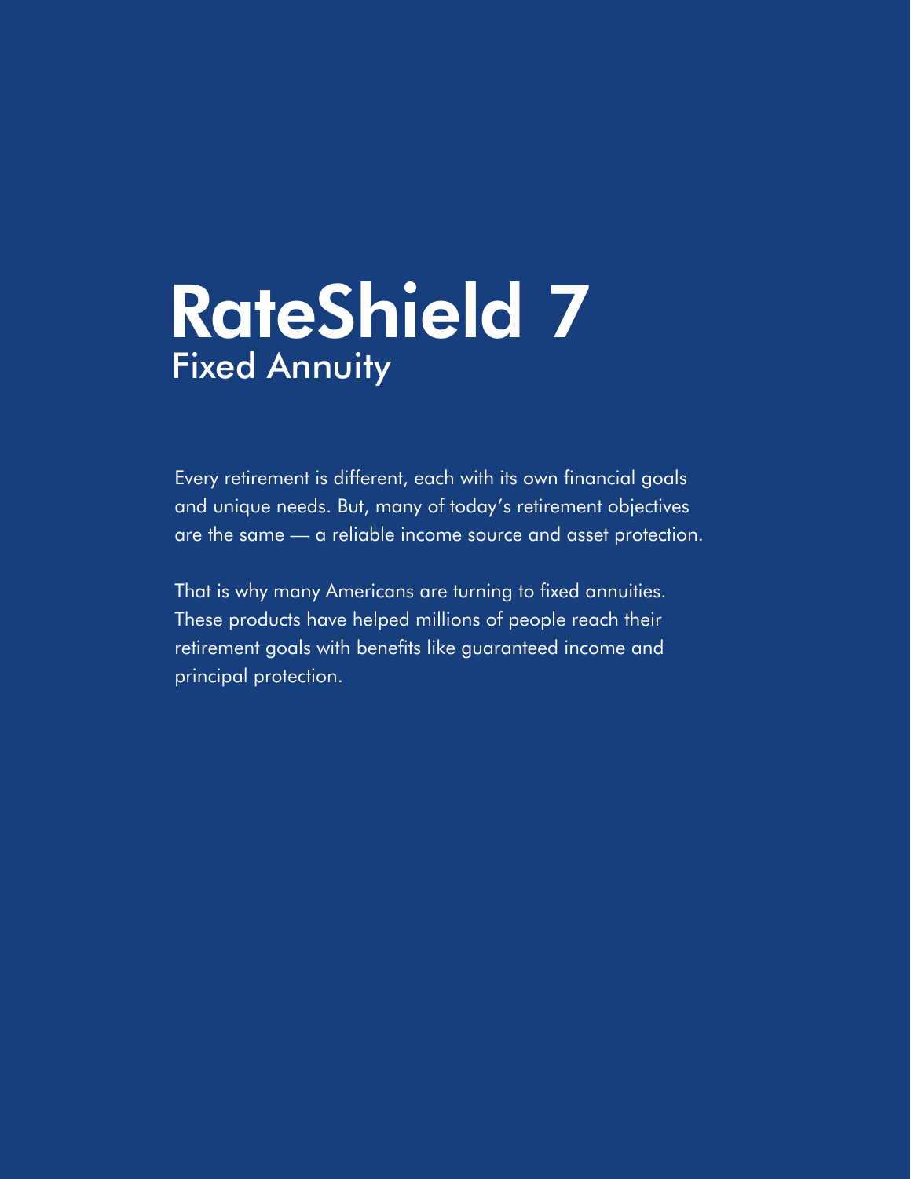# RateShield 7

## Fixed Annuity

Every retirement is different, each with its own financial goals and unique needs. But, many of today's retirement objectives are the same — a reliable income source and asset protection.

That is why many Americans are turning to fixed annuities. These products have helped millions of people reach their retirement goals with benefits like guaranteed income and principal protection.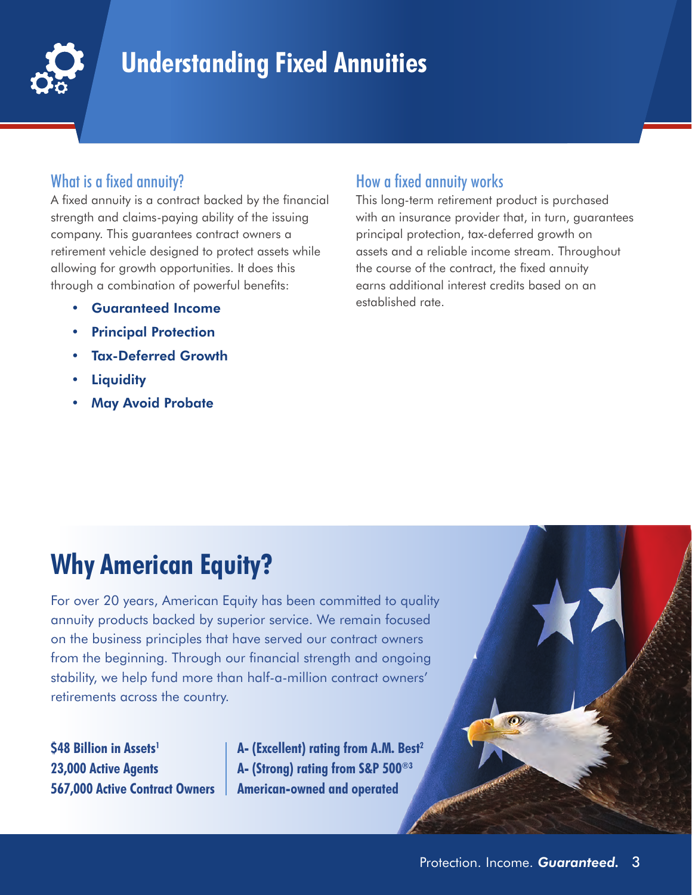# Understanding Fixed Annuities

## What is a fixed annuity?

A fixed annuity is a contract backed by the financial strength and claims-paying ability of the issuing company. This guarantees contract owners a retirement vehicle designed to protect assets while allowing for growth opportunities. It does this through a combination of powerful benefits:

- **Guaranteed Income**
- **Principal Protection**
- **Tax-Deferred Growth**
- **Liquidity**
- **May Avoid Probate**

## How a fixed annuity works

This long-term retirement product is purchased with an insurance provider that, in turn, guarantees principal protection, tax-deferred growth on assets and a reliable income stream. Throughout the course of the contract, the fixed annuity earns additional interest credits based on an established rate.

# Why American Equity?

For over 20 years, American Equity has been committed to quality annuity products backed by superior service. We remain focused on the business principles that have served our contract owners from the beginning. Through our financial strength and ongoing stability, we help fund more than half-a-million contract owners' retirements across the country.

**$48 Billion in Assets[1]**
**23,000 Active Agents**
**567,000 Active Contract Owners**

**A- (Excellent) rating from A.M. Best[2]**
**A- (Strong) rating from S&P 500®[3]**
**American-owned and operated**

Protection. Income. ***Guaranteed.***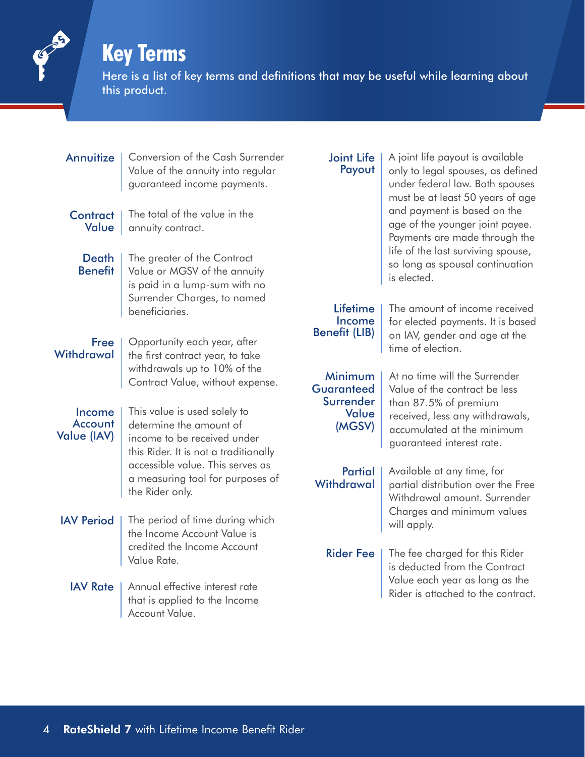# Key Terms

Here is a list of key terms and definitions that may be useful while learning about this product.

**Annuitize** — Conversion of the Cash Surrender Value of the annuity into regular guaranteed income payments.

**Contract Value** — The total of the value in the annuity contract.

**Death Benefit** — The greater of the Contract Value or MGSV of the annuity is paid in a lump-sum with no Surrender Charges, to named beneficiaries.

**Free Withdrawal** — Opportunity each year, after the first contract year, to take withdrawals up to 10% of the Contract Value, without expense.

**Income Account Value (IAV)** — This value is used solely to determine the amount of income to be received under this Rider. It is not a traditionally accessible value. This serves as a measuring tool for purposes of the Rider only.

**IAV Period** — The period of time during which the Income Account Value is credited the Income Account Value Rate.

**IAV Rate** — Annual effective interest rate that is applied to the Income Account Value.

**Joint Life Payout** — A joint life payout is available only to legal spouses, as defined under federal law. Both spouses must be at least 50 years of age and payment is based on the age of the younger joint payee. Payments are made through the life of the last surviving spouse, so long as spousal continuation is elected.

**Lifetime Income Benefit (LIB)** — The amount of income received for elected payments. It is based on IAV, gender and age at the time of election.

**Minimum Guaranteed Surrender Value (MGSV)** — At no time will the Surrender Value of the contract be less than 87.5% of premium received, less any withdrawals, accumulated at the minimum guaranteed interest rate.

**Partial Withdrawal** — Available at any time, for partial distribution over the Free Withdrawal amount. Surrender Charges and minimum values will apply.

**Rider Fee** — The fee charged for this Rider is deducted from the Contract Value each year as long as the Rider is attached to the contract.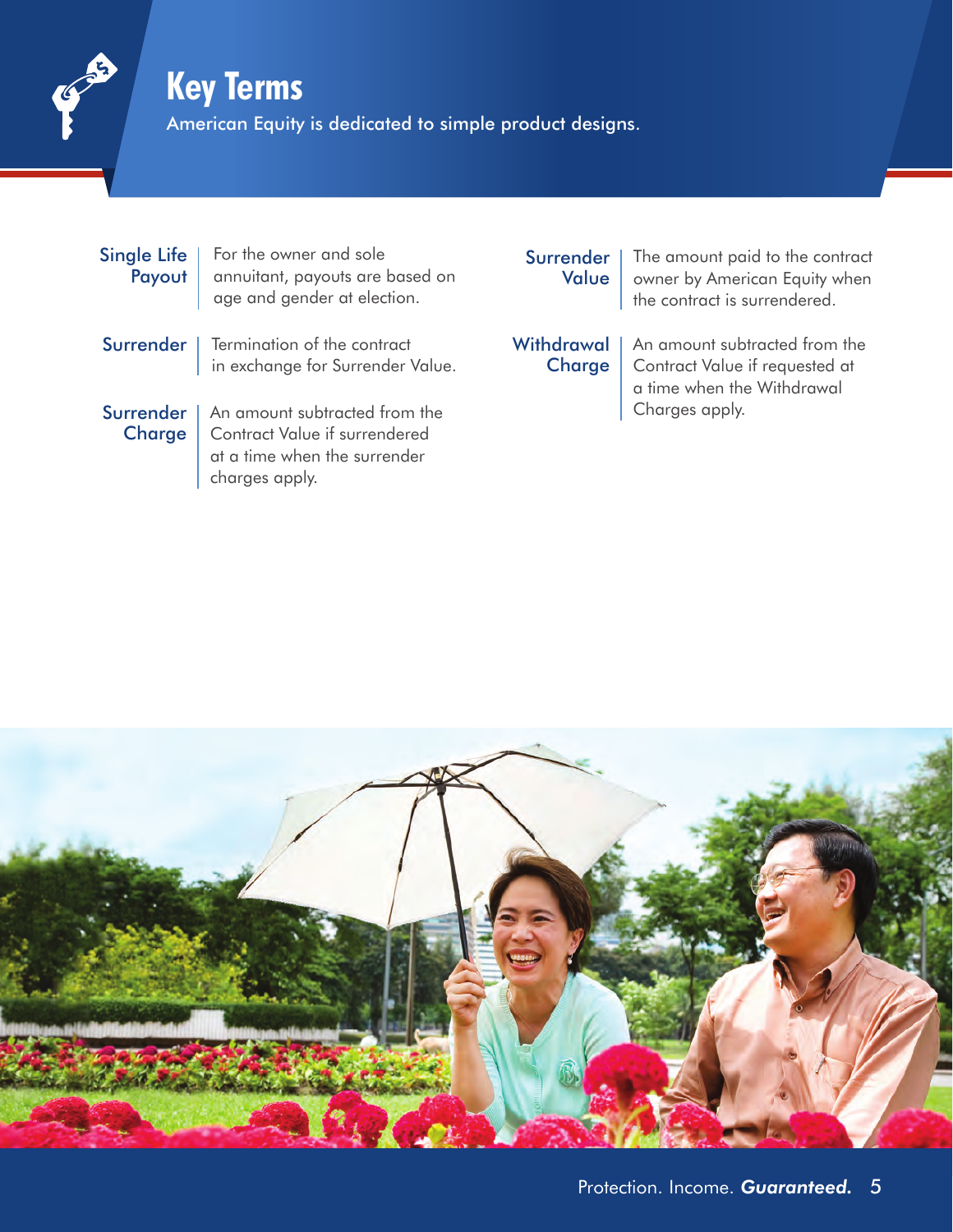# Key Terms

American Equity is dedicated to simple product designs.

**Single Life Payout** | For the owner and sole annuitant, payouts are based on age and gender at election.

**Surrender** | Termination of the contract in exchange for Surrender Value.

**Surrender Charge** | An amount subtracted from the Contract Value if surrendered at a time when the surrender charges apply.

**Surrender Value** | The amount paid to the contract owner by American Equity when the contract is surrendered.

**Withdrawal Charge** | An amount subtracted from the Contract Value if requested at a time when the Withdrawal Charges apply.

Protection. Income. ***Guaranteed.***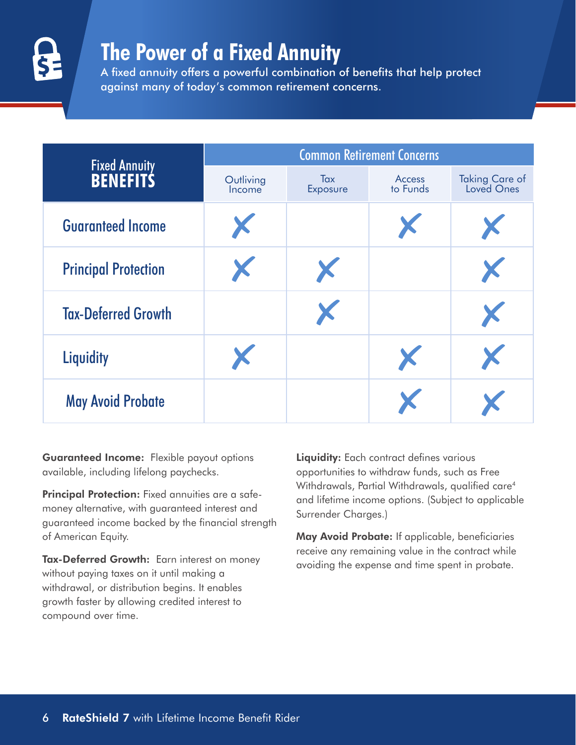# The Power of a Fixed Annuity

A fixed annuity offers a powerful combination of benefits that help protect against many of today's common retirement concerns.

| Fixed Annuity BENEFITS | Common Retirement Concerns | | | |
|---|---|---|---|---|
| | Outliving Income | Tax Exposure | Access to Funds | Taking Care of Loved Ones |
| Guaranteed Income | X | | X | X |
| Principal Protection | X | X | | X |
| Tax-Deferred Growth | | X | | X |
| Liquidity | X | | X | X |
| May Avoid Probate | | | X | X |

**Guaranteed Income:** Flexible payout options available, including lifelong paychecks.

**Principal Protection:** Fixed annuities are a safe-money alternative, with guaranteed interest and guaranteed income backed by the financial strength of American Equity.

**Tax-Deferred Growth:** Earn interest on money without paying taxes on it until making a withdrawal, or distribution begins. It enables growth faster by allowing credited interest to compound over time.

**Liquidity:** Each contract defines various opportunities to withdraw funds, such as Free Withdrawals, Partial Withdrawals, qualified care[4] and lifetime income options. (Subject to applicable Surrender Charges.)

**May Avoid Probate:** If applicable, beneficiaries receive any remaining value in the contract while avoiding the expense and time spent in probate.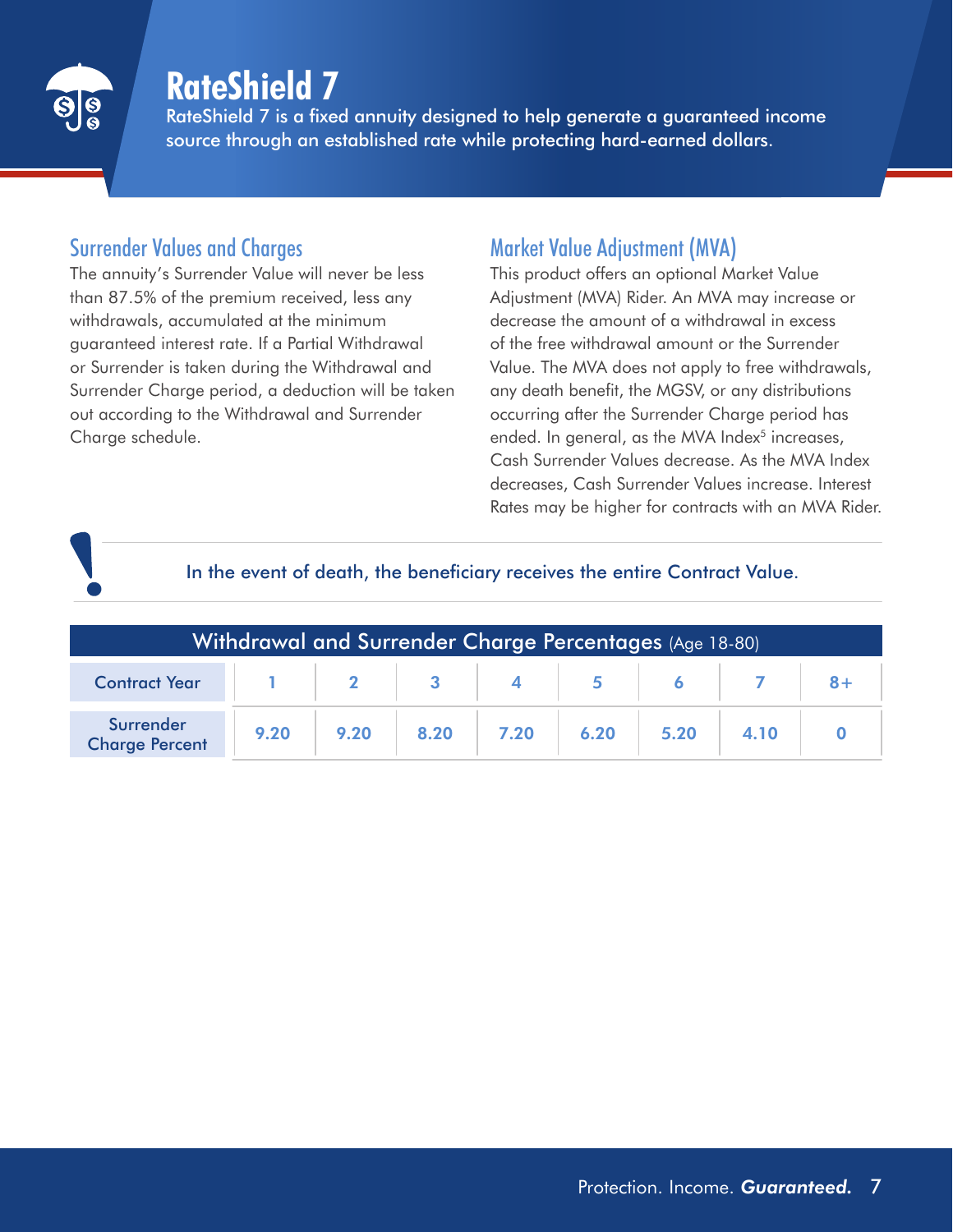# RateShield 7

RateShield 7 is a fixed annuity designed to help generate a guaranteed income source through an established rate while protecting hard-earned dollars.

## Surrender Values and Charges

The annuity's Surrender Value will never be less than 87.5% of the premium received, less any withdrawals, accumulated at the minimum guaranteed interest rate. If a Partial Withdrawal or Surrender is taken during the Withdrawal and Surrender Charge period, a deduction will be taken out according to the Withdrawal and Surrender Charge schedule.

## Market Value Adjustment (MVA)

This product offers an optional Market Value Adjustment (MVA) Rider. An MVA may increase or decrease the amount of a withdrawal in excess of the free withdrawal amount or the Surrender Value. The MVA does not apply to free withdrawals, any death benefit, the MGSV, or any distributions occurring after the Surrender Charge period has ended. In general, as the MVA Index[5] increases, Cash Surrender Values decrease. As the MVA Index decreases, Cash Surrender Values increase. Interest Rates may be higher for contracts with an MVA Rider.

**!** In the event of death, the beneficiary receives the entire Contract Value.

**Withdrawal and Surrender Charge Percentages** (Age 18-80)

| Contract Year | 1 | 2 | 3 | 4 | 5 | 6 | 7 | 8+ |
|---|---|---|---|---|---|---|---|---|
| Surrender Charge Percent | 9.20 | 9.20 | 8.20 | 7.20 | 6.20 | 5.20 | 4.10 | 0 |

Protection. Income. ***Guaranteed.***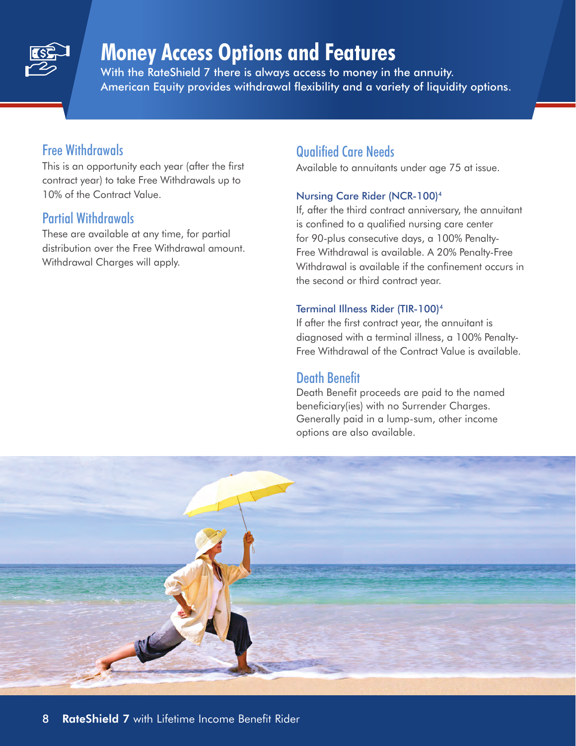# Money Access Options and Features

With the RateShield 7 there is always access to money in the annuity. American Equity provides withdrawal flexibility and a variety of liquidity options.

## Free Withdrawals

This is an opportunity each year (after the first contract year) to take Free Withdrawals up to 10% of the Contract Value.

## Partial Withdrawals

These are available at any time, for partial distribution over the Free Withdrawal amount. Withdrawal Charges will apply.

## Qualified Care Needs

Available to annuitants under age 75 at issue.

### Nursing Care Rider (NCR-100)[4]

If, after the third contract anniversary, the annuitant is confined to a qualified nursing care center for 90-plus consecutive days, a 100% Penalty-Free Withdrawal is available. A 20% Penalty-Free Withdrawal is available if the confinement occurs in the second or third contract year.

### Terminal Illness Rider (TIR-100)[4]

If after the first contract year, the annuitant is diagnosed with a terminal illness, a 100% Penalty-Free Withdrawal of the Contract Value is available.

## Death Benefit

Death Benefit proceeds are paid to the named beneficiary(ies) with no Surrender Charges. Generally paid in a lump-sum, other income options are also available.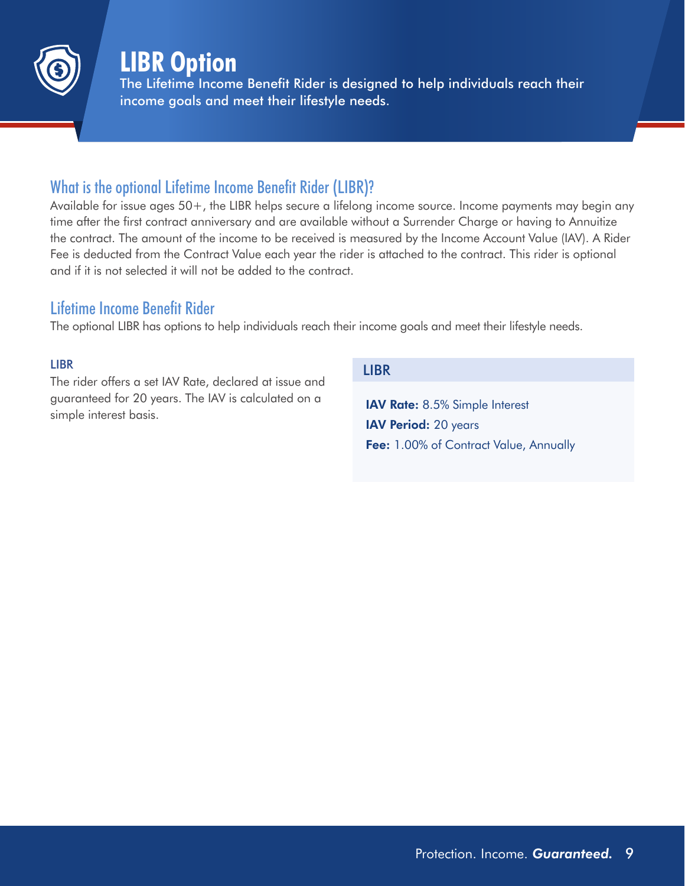# LIBR Option

The Lifetime Income Benefit Rider is designed to help individuals reach their income goals and meet their lifestyle needs.

## What is the optional Lifetime Income Benefit Rider (LIBR)?

Available for issue ages 50+, the LIBR helps secure a lifelong income source. Income payments may begin any time after the first contract anniversary and are available without a Surrender Charge or having to Annuitize the contract. The amount of the income to be received is measured by the Income Account Value (IAV). A Rider Fee is deducted from the Contract Value each year the rider is attached to the contract. This rider is optional and if it is not selected it will not be added to the contract.

## Lifetime Income Benefit Rider

The optional LIBR has options to help individuals reach their income goals and meet their lifestyle needs.

### LIBR

The rider offers a set IAV Rate, declared at issue and guaranteed for 20 years. The IAV is calculated on a simple interest basis.

| LIBR |
| --- |
| **IAV Rate:** 8.5% Simple Interest<br>**IAV Period:** 20 years<br>**Fee:** 1.00% of Contract Value, Annually |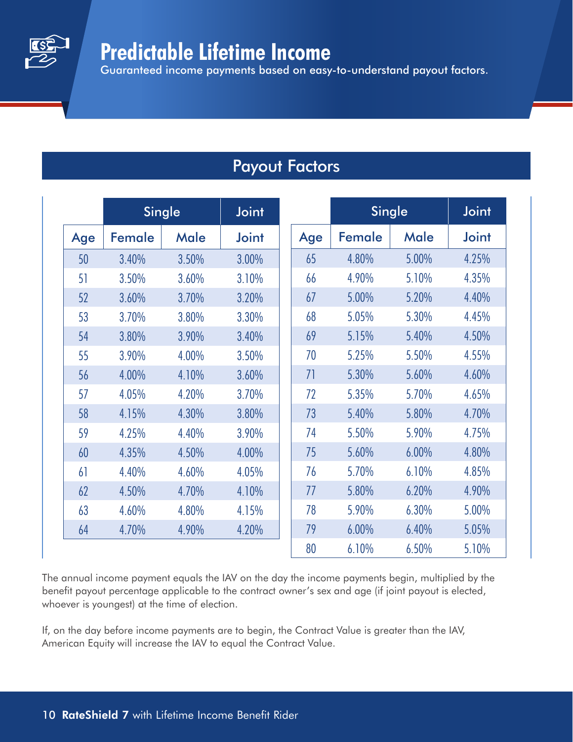# Predictable Lifetime Income

Guaranteed income payments based on easy-to-understand payout factors.

## Payout Factors

| | Single | | Joint |
|---|---|---|---|
| Age | Female | Male | Joint |
| 50 | 3.40% | 3.50% | 3.00% |
| 51 | 3.50% | 3.60% | 3.10% |
| 52 | 3.60% | 3.70% | 3.20% |
| 53 | 3.70% | 3.80% | 3.30% |
| 54 | 3.80% | 3.90% | 3.40% |
| 55 | 3.90% | 4.00% | 3.50% |
| 56 | 4.00% | 4.10% | 3.60% |
| 57 | 4.05% | 4.20% | 3.70% |
| 58 | 4.15% | 4.30% | 3.80% |
| 59 | 4.25% | 4.40% | 3.90% |
| 60 | 4.35% | 4.50% | 4.00% |
| 61 | 4.40% | 4.60% | 4.05% |
| 62 | 4.50% | 4.70% | 4.10% |
| 63 | 4.60% | 4.80% | 4.15% |
| 64 | 4.70% | 4.90% | 4.20% |

| | Single | | Joint |
|---|---|---|---|
| Age | Female | Male | Joint |
| 65 | 4.80% | 5.00% | 4.25% |
| 66 | 4.90% | 5.10% | 4.35% |
| 67 | 5.00% | 5.20% | 4.40% |
| 68 | 5.05% | 5.30% | 4.45% |
| 69 | 5.15% | 5.40% | 4.50% |
| 70 | 5.25% | 5.50% | 4.55% |
| 71 | 5.30% | 5.60% | 4.60% |
| 72 | 5.35% | 5.70% | 4.65% |
| 73 | 5.40% | 5.80% | 4.70% |
| 74 | 5.50% | 5.90% | 4.75% |
| 75 | 5.60% | 6.00% | 4.80% |
| 76 | 5.70% | 6.10% | 4.85% |
| 77 | 5.80% | 6.20% | 4.90% |
| 78 | 5.90% | 6.30% | 5.00% |
| 79 | 6.00% | 6.40% | 5.05% |
| 80 | 6.10% | 6.50% | 5.10% |

The annual income payment equals the IAV on the day the income payments begin, multiplied by the benefit payout percentage applicable to the contract owner's sex and age (if joint payout is elected, whoever is youngest) at the time of election.

If, on the day before income payments are to begin, the Contract Value is greater than the IAV, American Equity will increase the IAV to equal the Contract Value.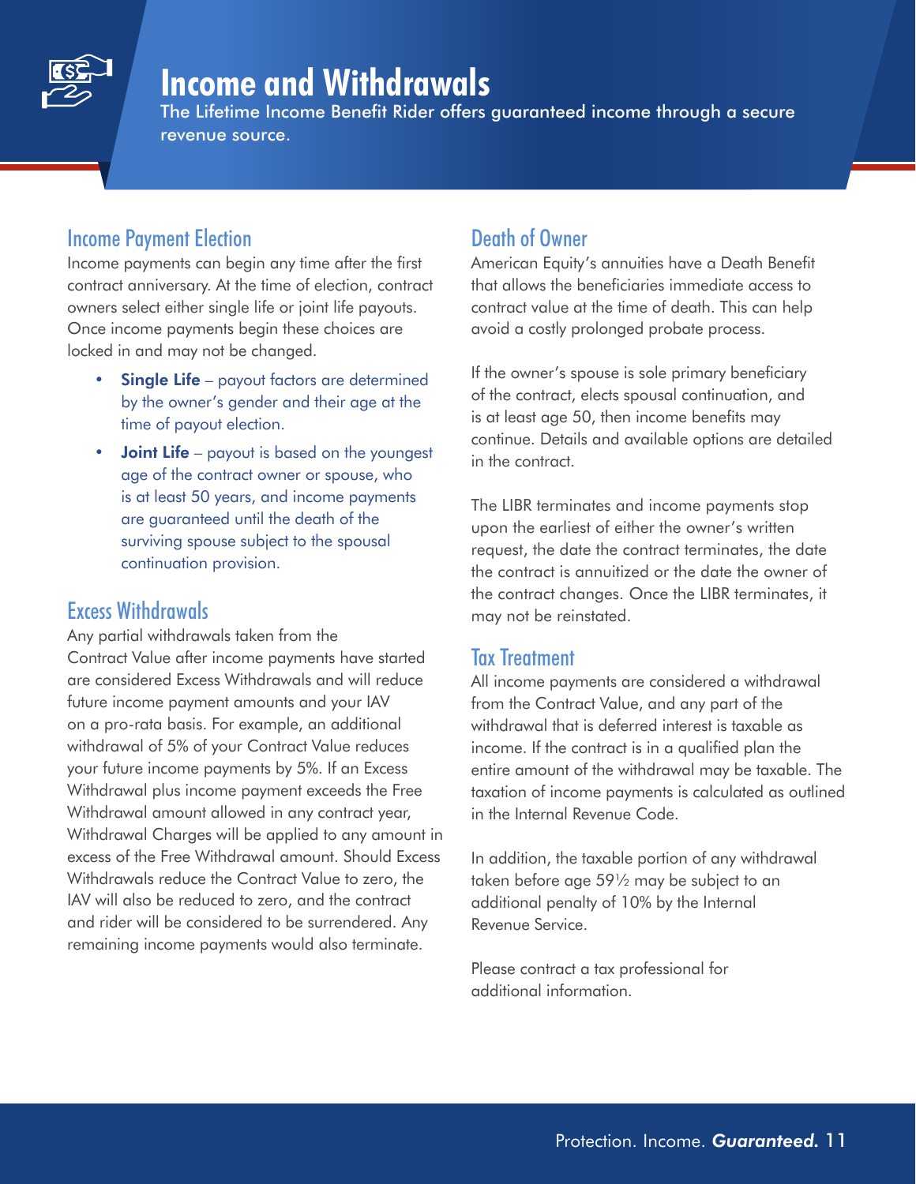# Income and Withdrawals

The Lifetime Income Benefit Rider offers guaranteed income through a secure revenue source.

## Income Payment Election

Income payments can begin any time after the first contract anniversary. At the time of election, contract owners select either single life or joint life payouts. Once income payments begin these choices are locked in and may not be changed.

- **Single Life** – payout factors are determined by the owner's gender and their age at the time of payout election.
- **Joint Life** – payout is based on the youngest age of the contract owner or spouse, who is at least 50 years, and income payments are guaranteed until the death of the surviving spouse subject to the spousal continuation provision.

## Excess Withdrawals

Any partial withdrawals taken from the Contract Value after income payments have started are considered Excess Withdrawals and will reduce future income payment amounts and your IAV on a pro-rata basis. For example, an additional withdrawal of 5% of your Contract Value reduces your future income payments by 5%. If an Excess Withdrawal plus income payment exceeds the Free Withdrawal amount allowed in any contract year, Withdrawal Charges will be applied to any amount in excess of the Free Withdrawal amount. Should Excess Withdrawals reduce the Contract Value to zero, the IAV will also be reduced to zero, and the contract and rider will be considered to be surrendered. Any remaining income payments would also terminate.

## Death of Owner

American Equity's annuities have a Death Benefit that allows the beneficiaries immediate access to contract value at the time of death. This can help avoid a costly prolonged probate process.

If the owner's spouse is sole primary beneficiary of the contract, elects spousal continuation, and is at least age 50, then income benefits may continue. Details and available options are detailed in the contract.

The LIBR terminates and income payments stop upon the earliest of either the owner's written request, the date the contract terminates, the date the contract is annuitized or the date the owner of the contract changes. Once the LIBR terminates, it may not be reinstated.

## Tax Treatment

All income payments are considered a withdrawal from the Contract Value, and any part of the withdrawal that is deferred interest is taxable as income. If the contract is in a qualified plan the entire amount of the withdrawal may be taxable. The taxation of income payments is calculated as outlined in the Internal Revenue Code.

In addition, the taxable portion of any withdrawal taken before age 59½ may be subject to an additional penalty of 10% by the Internal Revenue Service.

Please contract a tax professional for additional information.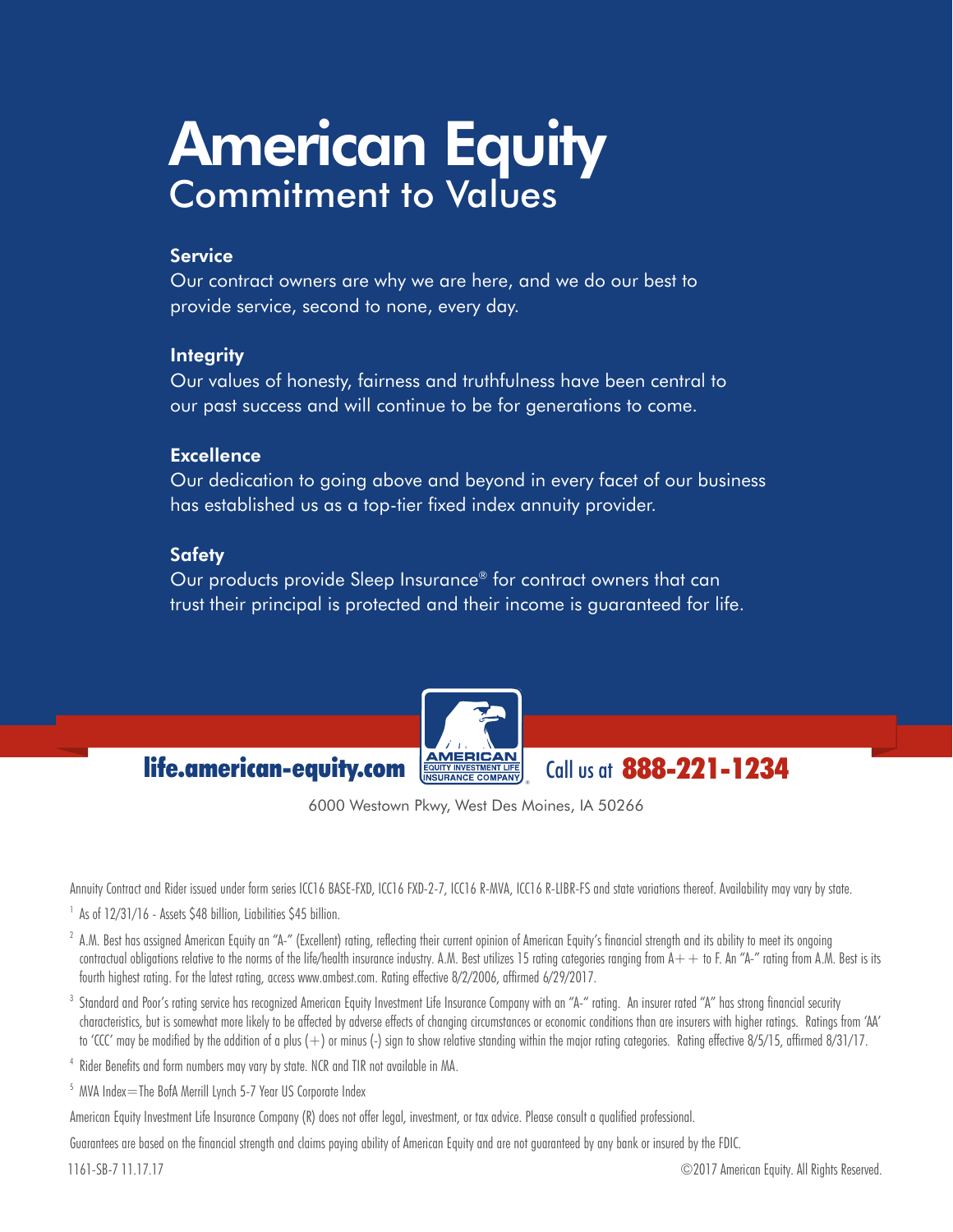# American Equity

## Commitment to Values

### Service

Our contract owners are why we are here, and we do our best to provide service, second to none, every day.

### Integrity

Our values of honesty, fairness and truthfulness have been central to our past success and will continue to be for generations to come.

### Excellence

Our dedication to going above and beyond in every facet of our business has established us as a top-tier fixed index annuity provider.

### Safety

Our products provide Sleep Insurance® for contract owners that can trust their principal is protected and their income is guaranteed for life.

**life.american-equity.com**

AMERICAN EQUITY INVESTMENT LIFE INSURANCE COMPANY

Call us at **888-221-1234**

6000 Westown Pkwy, West Des Moines, IA 50266

Annuity Contract and Rider issued under form series ICC16 BASE-FXD, ICC16 FXD-2-7, ICC16 R-MVA, ICC16 R-LIBR-FS and state variations thereof. Availability may vary by state.

[1] As of 12/31/16 - Assets $48 billion, Liabilities $45 billion.

[2] A.M. Best has assigned American Equity an "A-" (Excellent) rating, reflecting their current opinion of American Equity's financial strength and its ability to meet its ongoing contractual obligations relative to the norms of the life/health insurance industry. A.M. Best utilizes 15 rating categories ranging from A++ to F. An "A-" rating from A.M. Best is its fourth highest rating. For the latest rating, access www.ambest.com. Rating effective 8/2/2006, affirmed 6/29/2017.

[3] Standard and Poor's rating service has recognized American Equity Investment Life Insurance Company with an "A-" rating. An insurer rated "A" has strong financial security characteristics, but is somewhat more likely to be affected by adverse effects of changing circumstances or economic conditions than are insurers with higher ratings. Ratings from 'AA' to 'CCC' may be modified by the addition of a plus (+) or minus (-) sign to show relative standing within the major rating categories. Rating effective 8/5/15, affirmed 8/31/17.

[4] Rider Benefits and form numbers may vary by state. NCR and TIR not available in MA.

[5] MVA Index=The BofA Merrill Lynch 5-7 Year US Corporate Index

American Equity Investment Life Insurance Company (R) does not offer legal, investment, or tax advice. Please consult a qualified professional.

Guarantees are based on the financial strength and claims paying ability of American Equity and are not guaranteed by any bank or insured by the FDIC.

1161-SB-7 11.17.17

©2017 American Equity. All Rights Reserved.